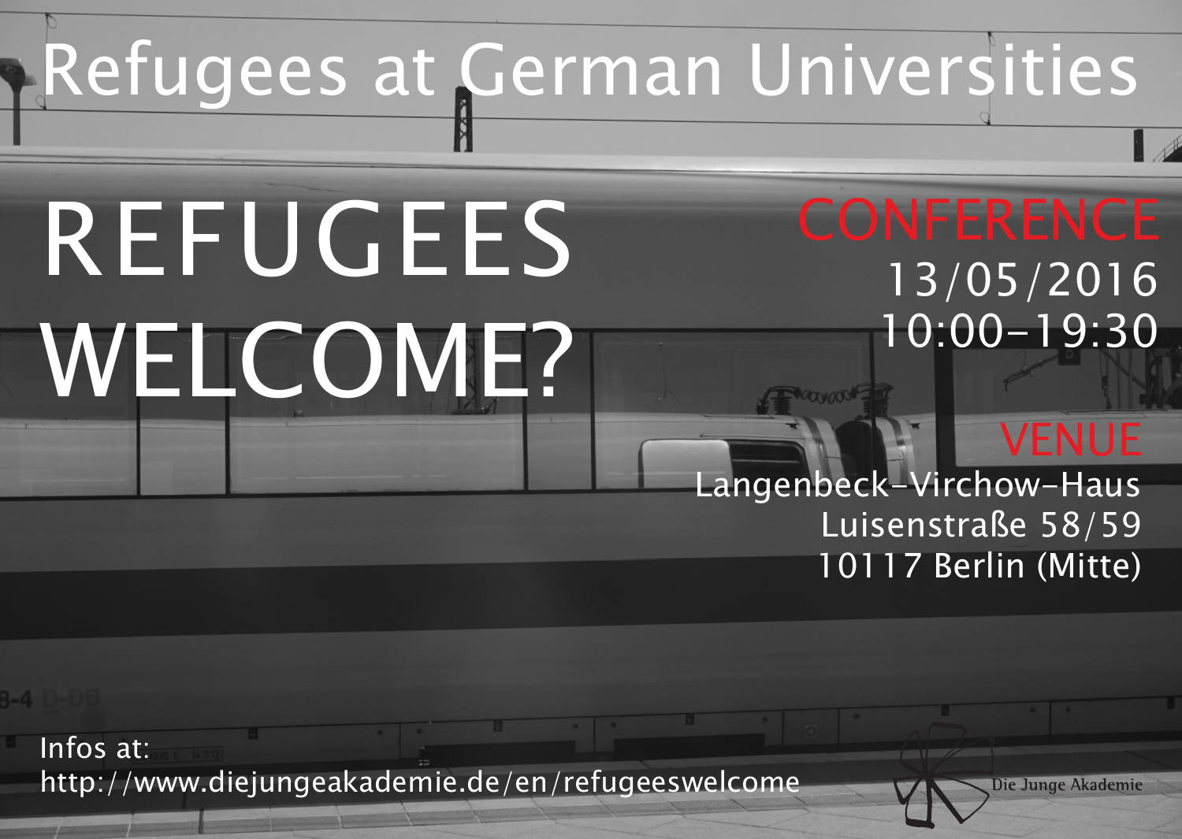# Refugees at German Universities

# REFUGEES WELCOME?

## CONFERENCE

13/05/2016
10:00–19:30

## VENUE

Langenbeck-Virchow-Haus
Luisenstraße 58/59
10117 Berlin (Mitte)

Infos at:
http://www.diejungeakademie.de/en/refugeeswelcome

Die Junge Akademie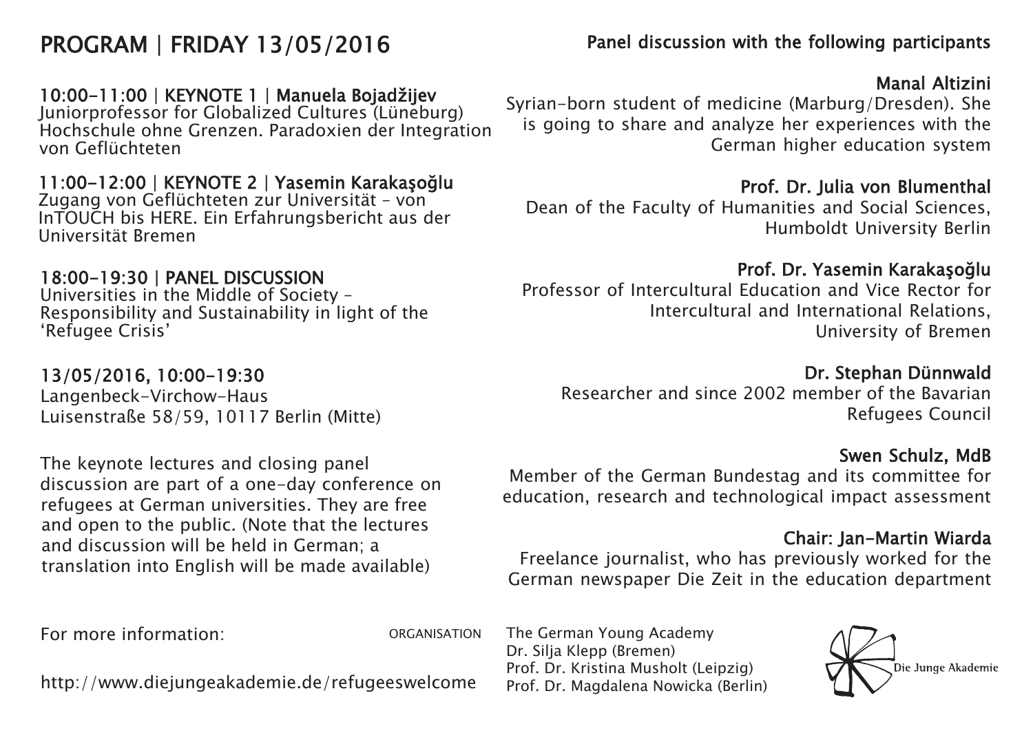# PROGRAM | FRIDAY 13/05/2016

**10:00–11:00 | KEYNOTE 1 | Manuela Bojadžijev**
Juniorprofessor for Globalized Cultures (Lüneburg)
Hochschule ohne Grenzen. Paradoxien der Integration von Geflüchteten

**11:00–12:00 | KEYNOTE 2 | Yasemin Karakaşoğlu**
Zugang von Geflüchteten zur Universität – von InTOUCH bis HERE. Ein Erfahrungsbericht aus der Universität Bremen

**18:00–19:30 | PANEL DISCUSSION**
Universities in the Middle of Society – Responsibility and Sustainability in light of the 'Refugee Crisis'

**13/05/2016, 10:00–19:30**
Langenbeck-Virchow-Haus
Luisenstraße 58/59, 10117 Berlin (Mitte)

The keynote lectures and closing panel discussion are part of a one-day conference on refugees at German universities. They are free and open to the public. (Note that the lectures and discussion will be held in German; a translation into English will be made available)

For more information:

http://www.diejungeakademie.de/refugeeswelcome

## Panel discussion with the following participants

**Manal Altizini**
Syrian-born student of medicine (Marburg/Dresden). She is going to share and analyze her experiences with the German higher education system

**Prof. Dr. Julia von Blumenthal**
Dean of the Faculty of Humanities and Social Sciences, Humboldt University Berlin

**Prof. Dr. Yasemin Karakaşoğlu**
Professor of Intercultural Education and Vice Rector for Intercultural and International Relations, University of Bremen

**Dr. Stephan Dünnwald**
Researcher and since 2002 member of the Bavarian Refugees Council

**Swen Schulz, MdB**
Member of the German Bundestag and its committee for education, research and technological impact assessment

**Chair: Jan-Martin Wiarda**
Freelance journalist, who has previously worked for the German newspaper Die Zeit in the education department

ORGANISATION

The German Young Academy
Dr. Silja Klepp (Bremen)
Prof. Dr. Kristina Musholt (Leipzig)
Prof. Dr. Magdalena Nowicka (Berlin)

Die Junge Akademie